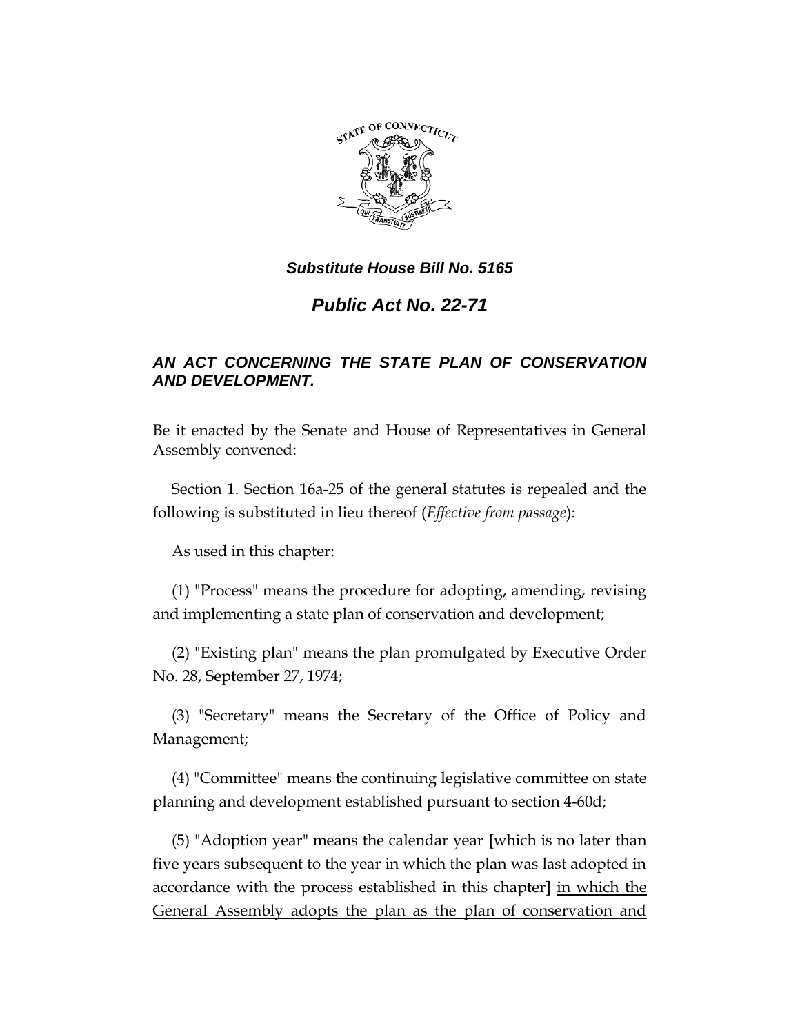***Substitute House Bill No. 5165***

# *Public Act No. 22-71*

### *AN ACT CONCERNING THE STATE PLAN OF CONSERVATION AND DEVELOPMENT.*

Be it enacted by the Senate and House of Representatives in General Assembly convened:

Section 1. Section 16a-25 of the general statutes is repealed and the following is substituted in lieu thereof (*Effective from passage*):

As used in this chapter:

(1) "Process" means the procedure for adopting, amending, revising and implementing a state plan of conservation and development;

(2) "Existing plan" means the plan promulgated by Executive Order No. 28, September 27, 1974;

(3) "Secretary" means the Secretary of the Office of Policy and Management;

(4) "Committee" means the continuing legislative committee on state planning and development established pursuant to section 4-60d;

(5) "Adoption year" means the calendar year **[**which is no later than five years subsequent to the year in which the plan was last adopted in accordance with the process established in this chapter**]** <u>in which the General Assembly adopts the plan as the plan of conservation and</u>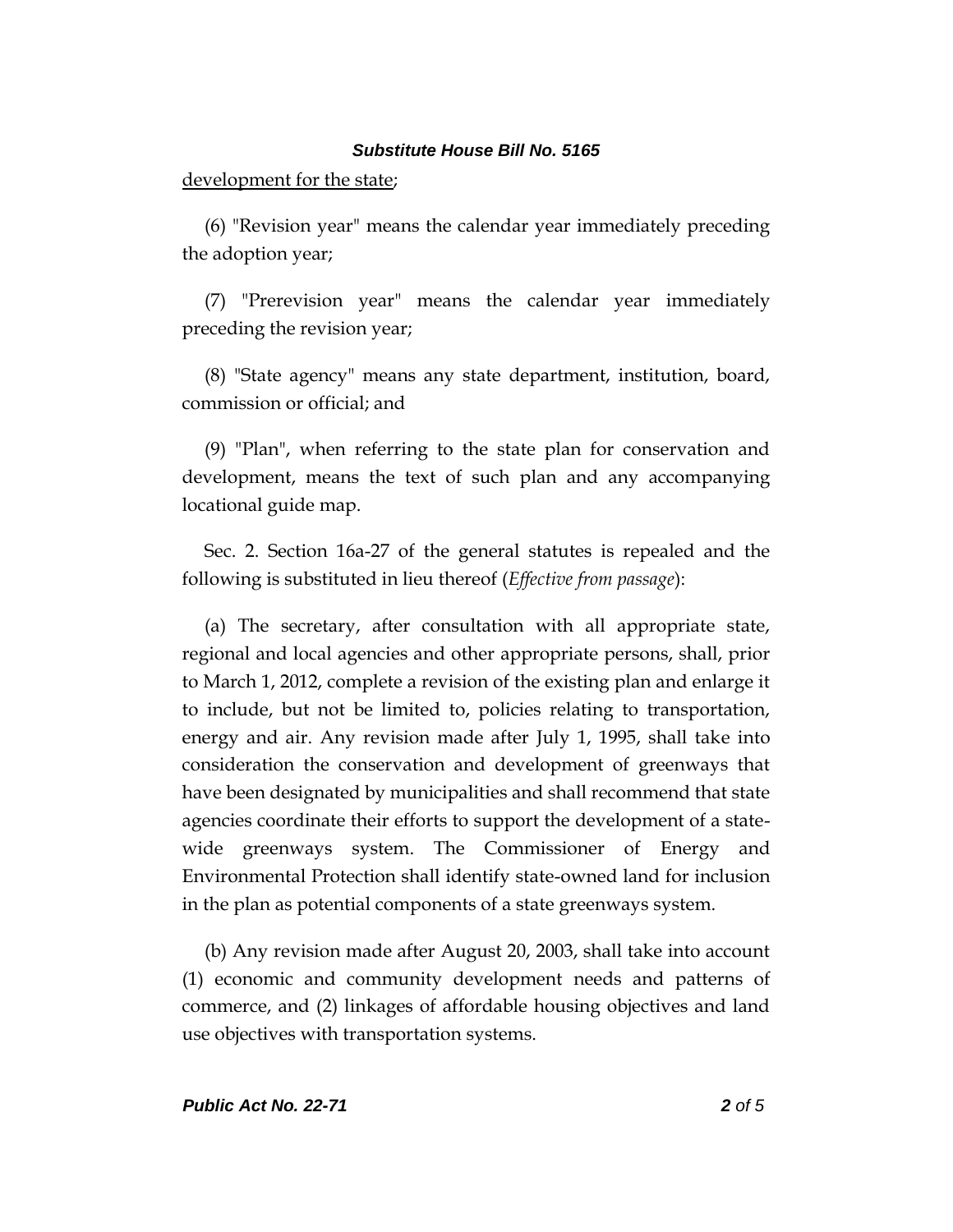development for the state;

(6) "Revision year" means the calendar year immediately preceding the adoption year;

(7) "Prerevision year" means the calendar year immediately preceding the revision year;

(8) "State agency" means any state department, institution, board, commission or official; and

(9) "Plan", when referring to the state plan for conservation and development, means the text of such plan and any accompanying locational guide map.

Sec. 2. Section 16a-27 of the general statutes is repealed and the following is substituted in lieu thereof (*Effective from passage*):

(a) The secretary, after consultation with all appropriate state, regional and local agencies and other appropriate persons, shall, prior to March 1, 2012, complete a revision of the existing plan and enlarge it to include, but not be limited to, policies relating to transportation, energy and air. Any revision made after July 1, 1995, shall take into consideration the conservation and development of greenways that have been designated by municipalities and shall recommend that state agencies coordinate their efforts to support the development of a statewide greenways system. The Commissioner of Energy and Environmental Protection shall identify state-owned land for inclusion in the plan as potential components of a state greenways system.

(b) Any revision made after August 20, 2003, shall take into account (1) economic and community development needs and patterns of commerce, and (2) linkages of affordable housing objectives and land use objectives with transportation systems.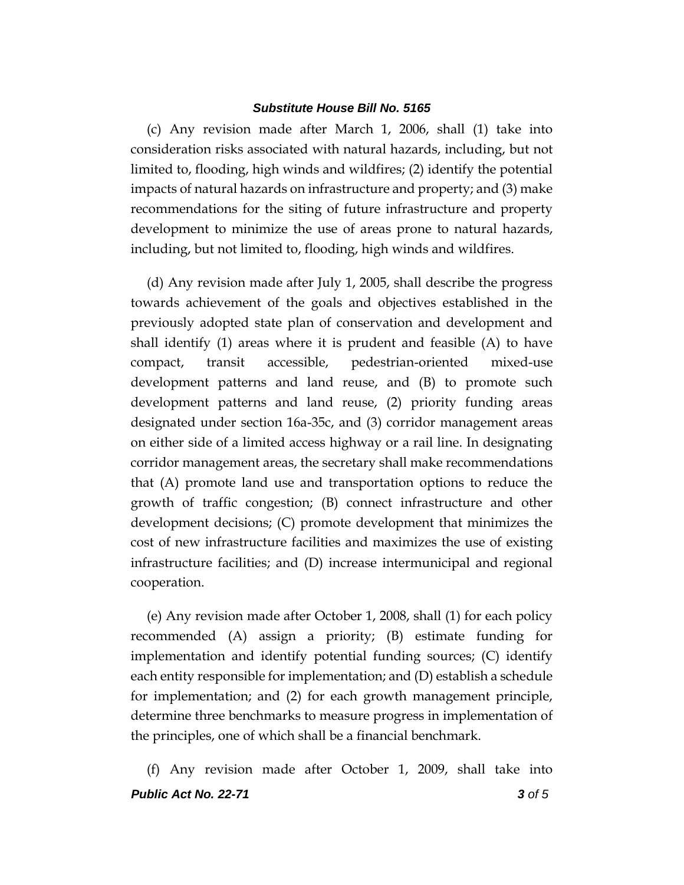(c) Any revision made after March 1, 2006, shall (1) take into consideration risks associated with natural hazards, including, but not limited to, flooding, high winds and wildfires; (2) identify the potential impacts of natural hazards on infrastructure and property; and (3) make recommendations for the siting of future infrastructure and property development to minimize the use of areas prone to natural hazards, including, but not limited to, flooding, high winds and wildfires.

(d) Any revision made after July 1, 2005, shall describe the progress towards achievement of the goals and objectives established in the previously adopted state plan of conservation and development and shall identify (1) areas where it is prudent and feasible (A) to have compact, transit accessible, pedestrian-oriented mixed-use development patterns and land reuse, and (B) to promote such development patterns and land reuse, (2) priority funding areas designated under section 16a-35c, and (3) corridor management areas on either side of a limited access highway or a rail line. In designating corridor management areas, the secretary shall make recommendations that (A) promote land use and transportation options to reduce the growth of traffic congestion; (B) connect infrastructure and other development decisions; (C) promote development that minimizes the cost of new infrastructure facilities and maximizes the use of existing infrastructure facilities; and (D) increase intermunicipal and regional cooperation.

(e) Any revision made after October 1, 2008, shall (1) for each policy recommended (A) assign a priority; (B) estimate funding for implementation and identify potential funding sources; (C) identify each entity responsible for implementation; and (D) establish a schedule for implementation; and (2) for each growth management principle, determine three benchmarks to measure progress in implementation of the principles, one of which shall be a financial benchmark.

(f) Any revision made after October 1, 2009, shall take into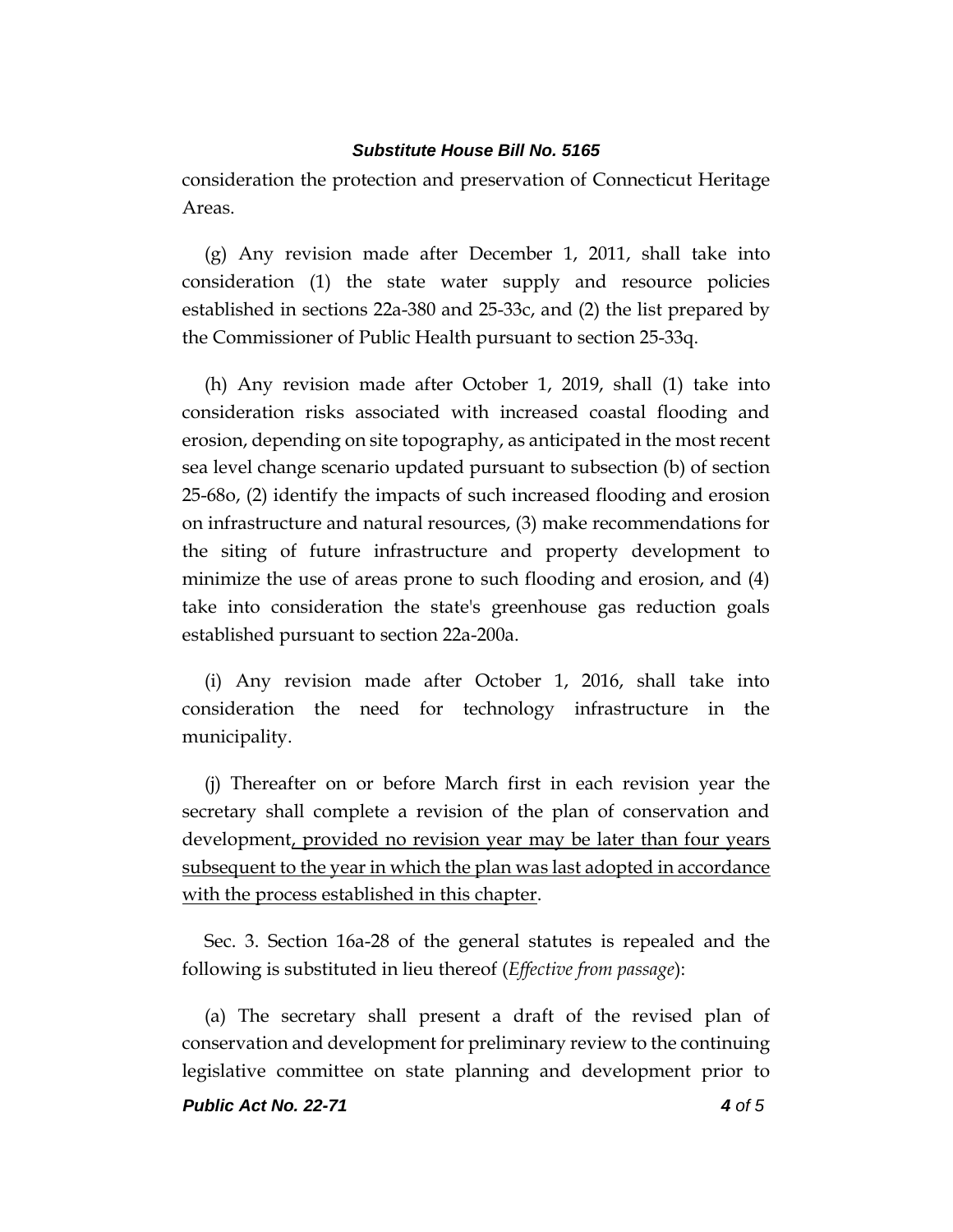consideration the protection and preservation of Connecticut Heritage Areas.

(g) Any revision made after December 1, 2011, shall take into consideration (1) the state water supply and resource policies established in sections 22a-380 and 25-33c, and (2) the list prepared by the Commissioner of Public Health pursuant to section 25-33q.

(h) Any revision made after October 1, 2019, shall (1) take into consideration risks associated with increased coastal flooding and erosion, depending on site topography, as anticipated in the most recent sea level change scenario updated pursuant to subsection (b) of section 25-68o, (2) identify the impacts of such increased flooding and erosion on infrastructure and natural resources, (3) make recommendations for the siting of future infrastructure and property development to minimize the use of areas prone to such flooding and erosion, and (4) take into consideration the state's greenhouse gas reduction goals established pursuant to section 22a-200a.

(i) Any revision made after October 1, 2016, shall take into consideration the need for technology infrastructure in the municipality.

(j) Thereafter on or before March first in each revision year the secretary shall complete a revision of the plan of conservation and development<u>, provided no revision year may be later than four years subsequent to the year in which the plan was last adopted in accordance with the process established in this chapter</u>.

Sec. 3. Section 16a-28 of the general statutes is repealed and the following is substituted in lieu thereof (*Effective from passage*):

(a) The secretary shall present a draft of the revised plan of conservation and development for preliminary review to the continuing legislative committee on state planning and development prior to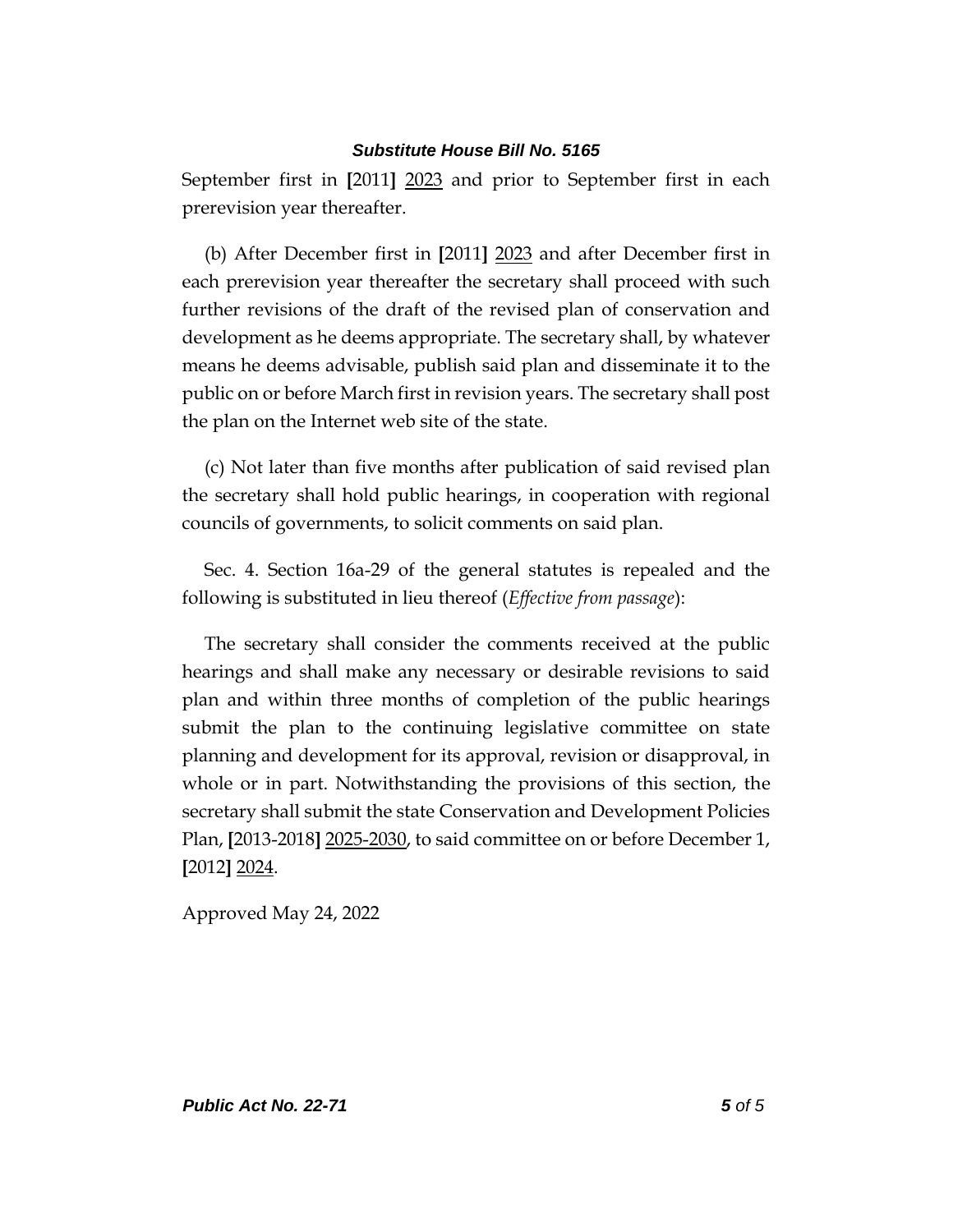September first in **[**2011**]** <u>2023</u> and prior to September first in each prerevision year thereafter.

(b) After December first in **[**2011**]** <u>2023</u> and after December first in each prerevision year thereafter the secretary shall proceed with such further revisions of the draft of the revised plan of conservation and development as he deems appropriate. The secretary shall, by whatever means he deems advisable, publish said plan and disseminate it to the public on or before March first in revision years. The secretary shall post the plan on the Internet web site of the state.

(c) Not later than five months after publication of said revised plan the secretary shall hold public hearings, in cooperation with regional councils of governments, to solicit comments on said plan.

Sec. 4. Section 16a-29 of the general statutes is repealed and the following is substituted in lieu thereof (*Effective from passage*):

The secretary shall consider the comments received at the public hearings and shall make any necessary or desirable revisions to said plan and within three months of completion of the public hearings submit the plan to the continuing legislative committee on state planning and development for its approval, revision or disapproval, in whole or in part. Notwithstanding the provisions of this section, the secretary shall submit the state Conservation and Development Policies Plan, **[**2013-2018**]** <u>2025-2030</u>, to said committee on or before December 1, **[**2012**]** <u>2024</u>.

Approved May 24, 2022